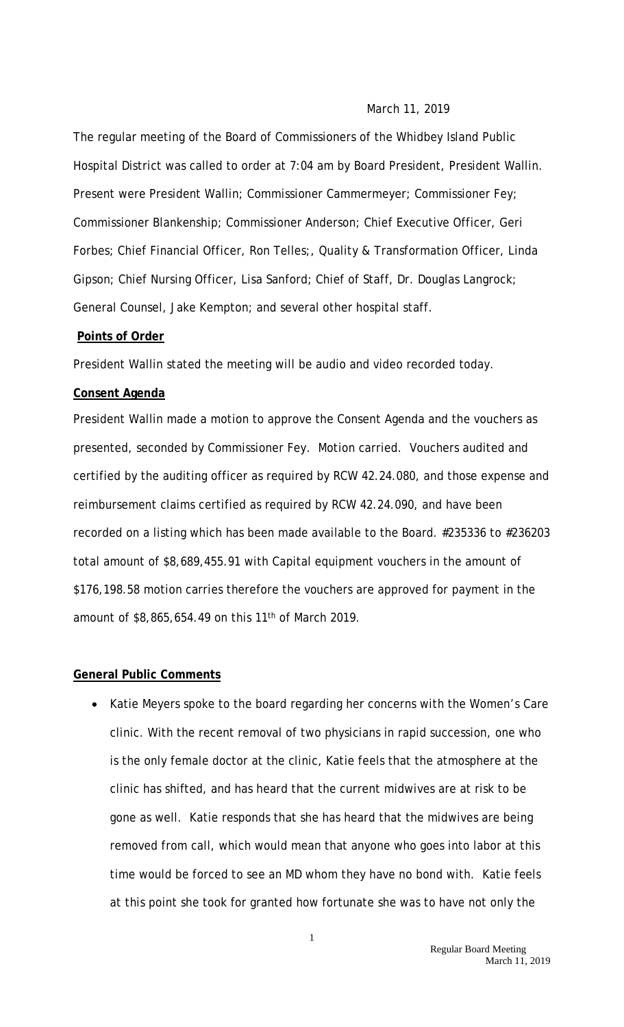March 11, 2019

The regular meeting of the Board of Commissioners of the Whidbey Island Public Hospital District was called to order at 7:04 am by Board President, President Wallin. Present were President Wallin; Commissioner Cammermeyer; Commissioner Fey; Commissioner Blankenship; Commissioner Anderson; Chief Executive Officer, Geri Forbes; Chief Financial Officer, Ron Telles;, Quality & Transformation Officer, Linda Gipson; Chief Nursing Officer, Lisa Sanford; Chief of Staff, Dr. Douglas Langrock; General Counsel, Jake Kempton; and several other hospital staff.

**Points of Order**

President Wallin stated the meeting will be audio and video recorded today.

**Consent Agenda**

President Wallin made a motion to approve the Consent Agenda and the vouchers as presented, seconded by Commissioner Fey. Motion carried. Vouchers audited and certified by the auditing officer as required by RCW 42.24.080, and those expense and reimbursement claims certified as required by RCW 42.24.090, and have been recorded on a listing which has been made available to the Board. #235336 to #236203 total amount of $8,689,455.91 with Capital equipment vouchers in the amount of $176,198.58 motion carries therefore the vouchers are approved for payment in the amount of $8,865,654.49 on this 11th of March 2019.

**General Public Comments**

- Katie Meyers spoke to the board regarding her concerns with the Women's Care clinic. With the recent removal of two physicians in rapid succession, one who is the only female doctor at the clinic, Katie feels that the atmosphere at the clinic has shifted, and has heard that the current midwives are at risk to be gone as well. Katie responds that she has heard that the midwives are being removed from call, which would mean that anyone who goes into labor at this time would be forced to see an MD whom they have no bond with. Katie feels at this point she took for granted how fortunate she was to have not only the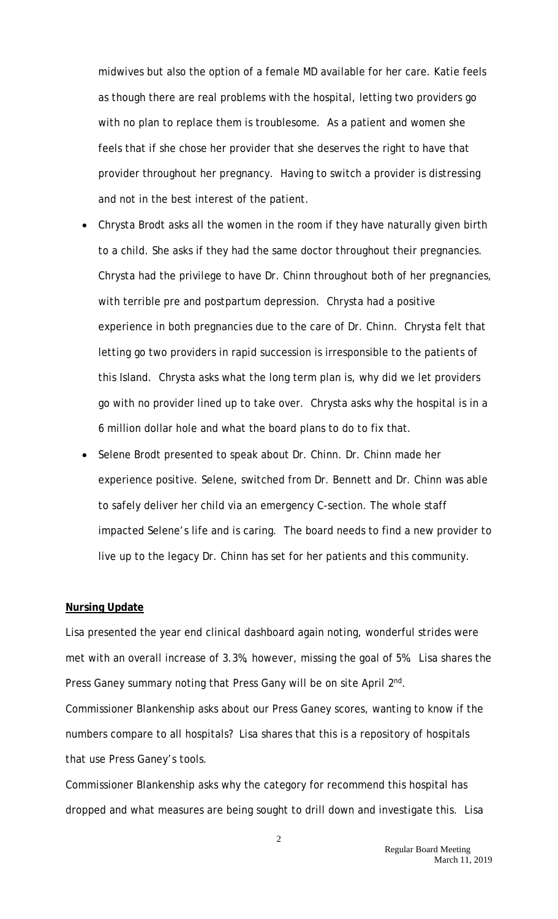midwives but also the option of a female MD available for her care. Katie feels as though there are real problems with the hospital, letting two providers go with no plan to replace them is troublesome. As a patient and women she feels that if she chose her provider that she deserves the right to have that provider throughout her pregnancy. Having to switch a provider is distressing and not in the best interest of the patient.

- Chrysta Brodt asks all the women in the room if they have naturally given birth to a child. She asks if they had the same doctor throughout their pregnancies. Chrysta had the privilege to have Dr. Chinn throughout both of her pregnancies, with terrible pre and postpartum depression. Chrysta had a positive experience in both pregnancies due to the care of Dr. Chinn. Chrysta felt that letting go two providers in rapid succession is irresponsible to the patients of this Island. Chrysta asks what the long term plan is, why did we let providers go with no provider lined up to take over. Chrysta asks why the hospital is in a 6 million dollar hole and what the board plans to do to fix that.
- Selene Brodt presented to speak about Dr. Chinn. Dr. Chinn made her experience positive. Selene, switched from Dr. Bennett and Dr. Chinn was able to safely deliver her child via an emergency C-section. The whole staff impacted Selene's life and is caring. The board needs to find a new provider to live up to the legacy Dr. Chinn has set for her patients and this community.

**Nursing Update**

Lisa presented the year end clinical dashboard again noting, wonderful strides were met with an overall increase of 3.3%, however, missing the goal of 5%. Lisa shares the Press Ganey summary noting that Press Gany will be on site April 2nd.

Commissioner Blankenship asks about our Press Ganey scores, wanting to know if the numbers compare to all hospitals? Lisa shares that this is a repository of hospitals that use Press Ganey's tools.

Commissioner Blankenship asks why the category for recommend this hospital has dropped and what measures are being sought to drill down and investigate this. Lisa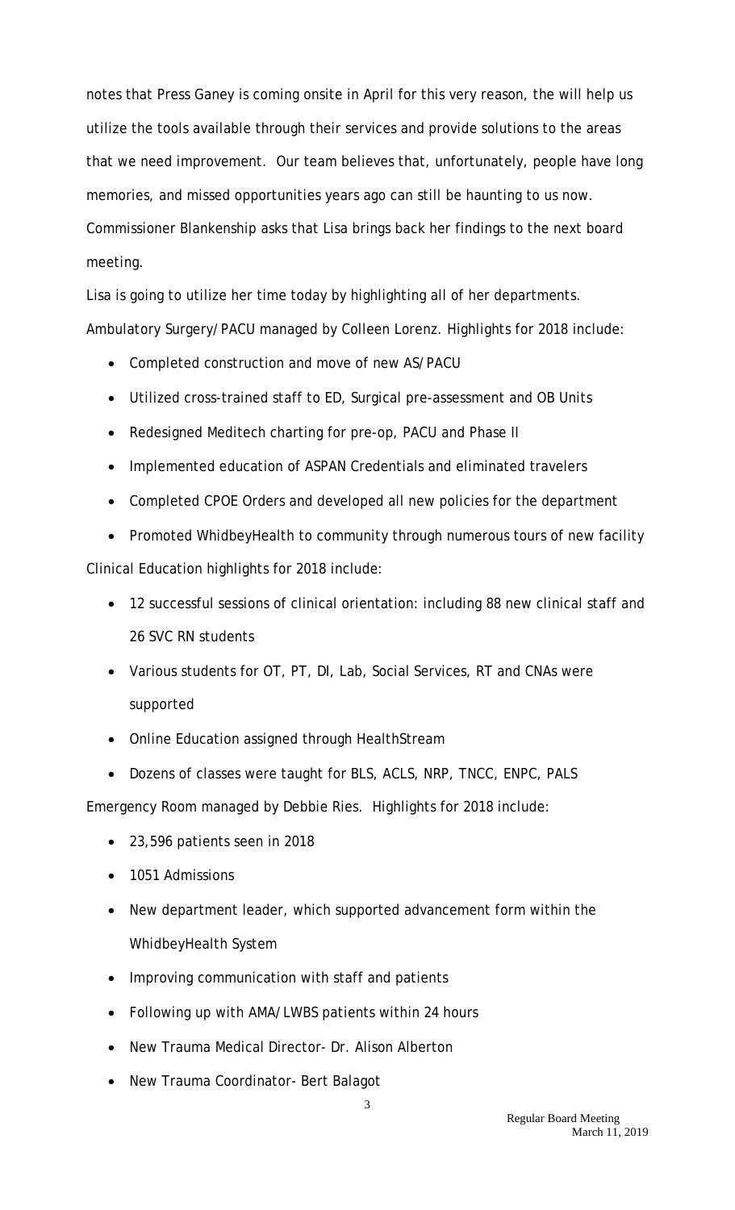notes that Press Ganey is coming onsite in April for this very reason, the will help us utilize the tools available through their services and provide solutions to the areas that we need improvement. Our team believes that, unfortunately, people have long memories, and missed opportunities years ago can still be haunting to us now. Commissioner Blankenship asks that Lisa brings back her findings to the next board meeting.

Lisa is going to utilize her time today by highlighting all of her departments.

Ambulatory Surgery/PACU managed by Colleen Lorenz. Highlights for 2018 include:

- Completed construction and move of new AS/PACU
- Utilized cross-trained staff to ED, Surgical pre-assessment and OB Units
- Redesigned Meditech charting for pre-op, PACU and Phase II
- Implemented education of ASPAN Credentials and eliminated travelers
- Completed CPOE Orders and developed all new policies for the department
- Promoted WhidbeyHealth to community through numerous tours of new facility

Clinical Education highlights for 2018 include:

- 12 successful sessions of clinical orientation: including 88 new clinical staff and 26 SVC RN students
- Various students for OT, PT, DI, Lab, Social Services, RT and CNAs were supported
- Online Education assigned through HealthStream
- Dozens of classes were taught for BLS, ACLS, NRP, TNCC, ENPC, PALS

Emergency Room managed by Debbie Ries. Highlights for 2018 include:

- 23,596 patients seen in 2018
- 1051 Admissions
- New department leader, which supported advancement form within the WhidbeyHealth System
- Improving communication with staff and patients
- Following up with AMA/LWBS patients within 24 hours
- New Trauma Medical Director- Dr. Alison Alberton
- New Trauma Coordinator- Bert Balagot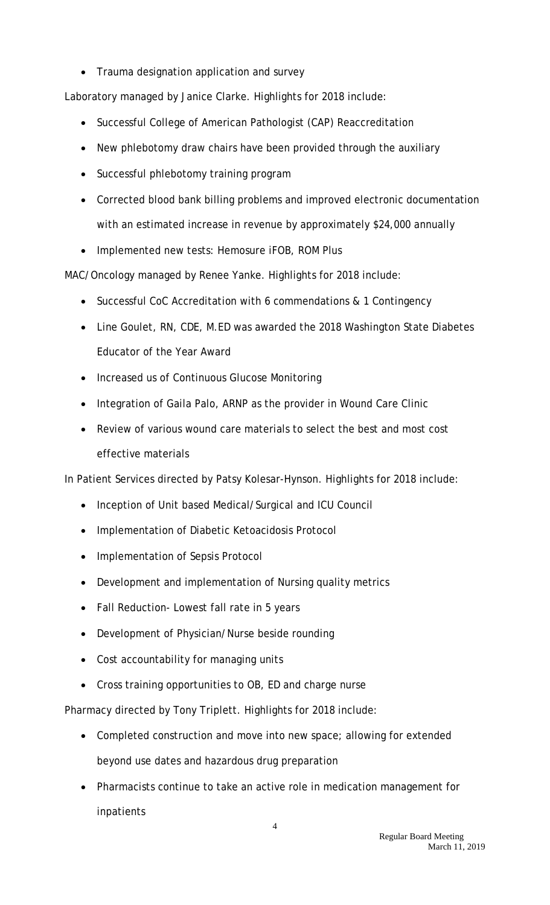- Trauma designation application and survey

Laboratory managed by Janice Clarke. Highlights for 2018 include:

- Successful College of American Pathologist (CAP) Reaccreditation
- New phlebotomy draw chairs have been provided through the auxiliary
- Successful phlebotomy training program
- Corrected blood bank billing problems and improved electronic documentation with an estimated increase in revenue by approximately $24,000 annually
- Implemented new tests: Hemosure iFOB, ROM Plus

MAC/Oncology managed by Renee Yanke. Highlights for 2018 include:

- Successful CoC Accreditation with 6 commendations & 1 Contingency
- Line Goulet, RN, CDE, M.ED was awarded the 2018 Washington State Diabetes Educator of the Year Award
- Increased us of Continuous Glucose Monitoring
- Integration of Gaila Palo, ARNP as the provider in Wound Care Clinic
- Review of various wound care materials to select the best and most cost effective materials

In Patient Services directed by Patsy Kolesar-Hynson. Highlights for 2018 include:

- Inception of Unit based Medical/Surgical and ICU Council
- Implementation of Diabetic Ketoacidosis Protocol
- Implementation of Sepsis Protocol
- Development and implementation of Nursing quality metrics
- Fall Reduction- Lowest fall rate in 5 years
- Development of Physician/Nurse beside rounding
- Cost accountability for managing units
- Cross training opportunities to OB, ED and charge nurse

Pharmacy directed by Tony Triplett. Highlights for 2018 include:

- Completed construction and move into new space; allowing for extended beyond use dates and hazardous drug preparation
- Pharmacists continue to take an active role in medication management for inpatients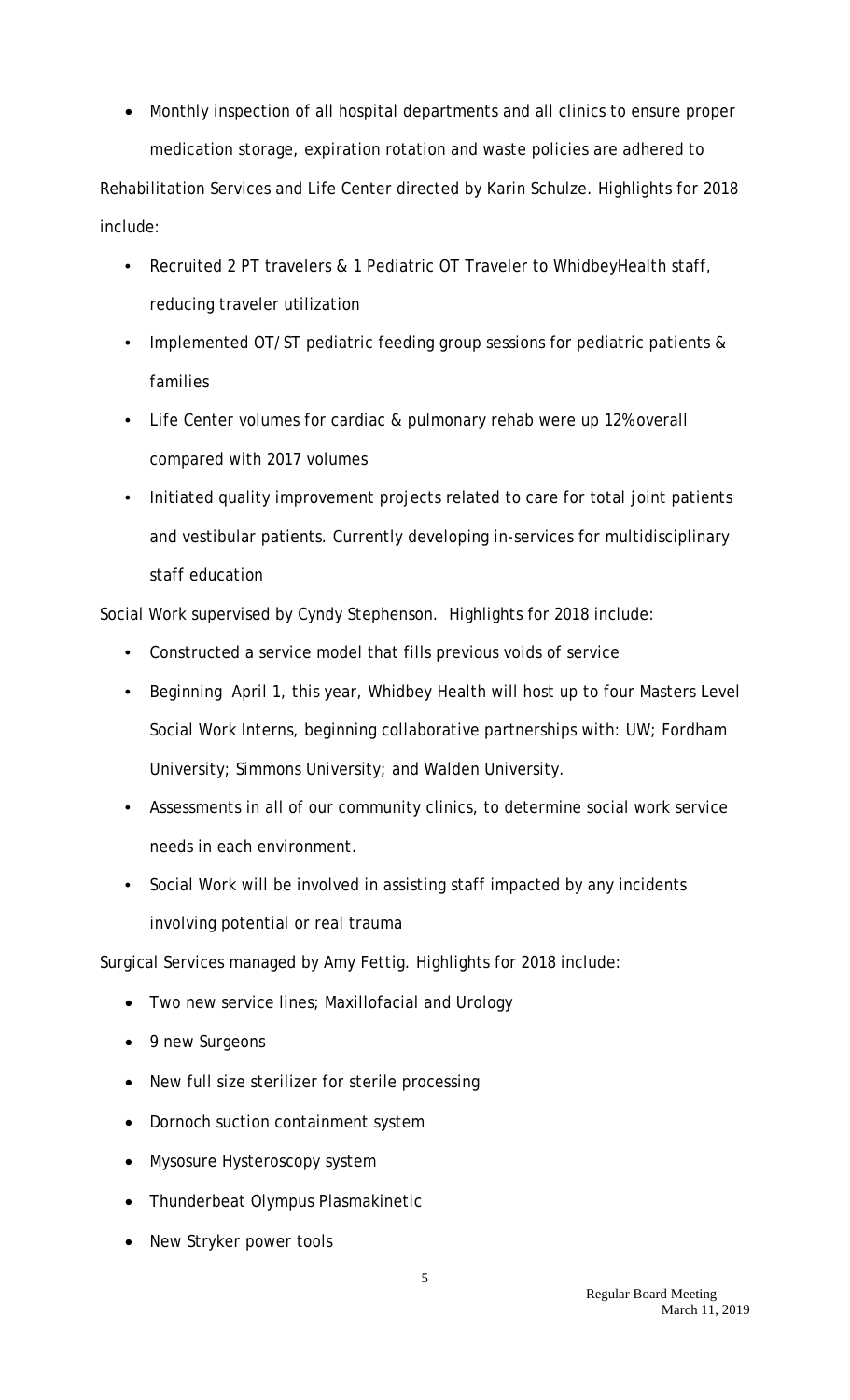- Monthly inspection of all hospital departments and all clinics to ensure proper medication storage, expiration rotation and waste policies are adhered to

Rehabilitation Services and Life Center directed by Karin Schulze. Highlights for 2018 include:

- Recruited 2 PT travelers & 1 Pediatric OT Traveler to WhidbeyHealth staff, reducing traveler utilization
- Implemented OT/ST pediatric feeding group sessions for pediatric patients & families
- Life Center volumes for cardiac & pulmonary rehab were up 12% overall compared with 2017 volumes
- Initiated quality improvement projects related to care for total joint patients and vestibular patients. Currently developing in-services for multidisciplinary staff education

Social Work supervised by Cyndy Stephenson. Highlights for 2018 include:

- Constructed a service model that fills previous voids of service
- Beginning April 1, this year, Whidbey Health will host up to four Masters Level Social Work Interns, beginning collaborative partnerships with: UW; Fordham University; Simmons University; and Walden University.
- Assessments in all of our community clinics, to determine social work service needs in each environment.
- Social Work will be involved in assisting staff impacted by any incidents involving potential or real trauma

Surgical Services managed by Amy Fettig. Highlights for 2018 include:

- Two new service lines; Maxillofacial and Urology
- 9 new Surgeons
- New full size sterilizer for sterile processing
- Dornoch suction containment system
- Mysosure Hysteroscopy system
- Thunderbeat Olympus Plasmakinetic
- New Stryker power tools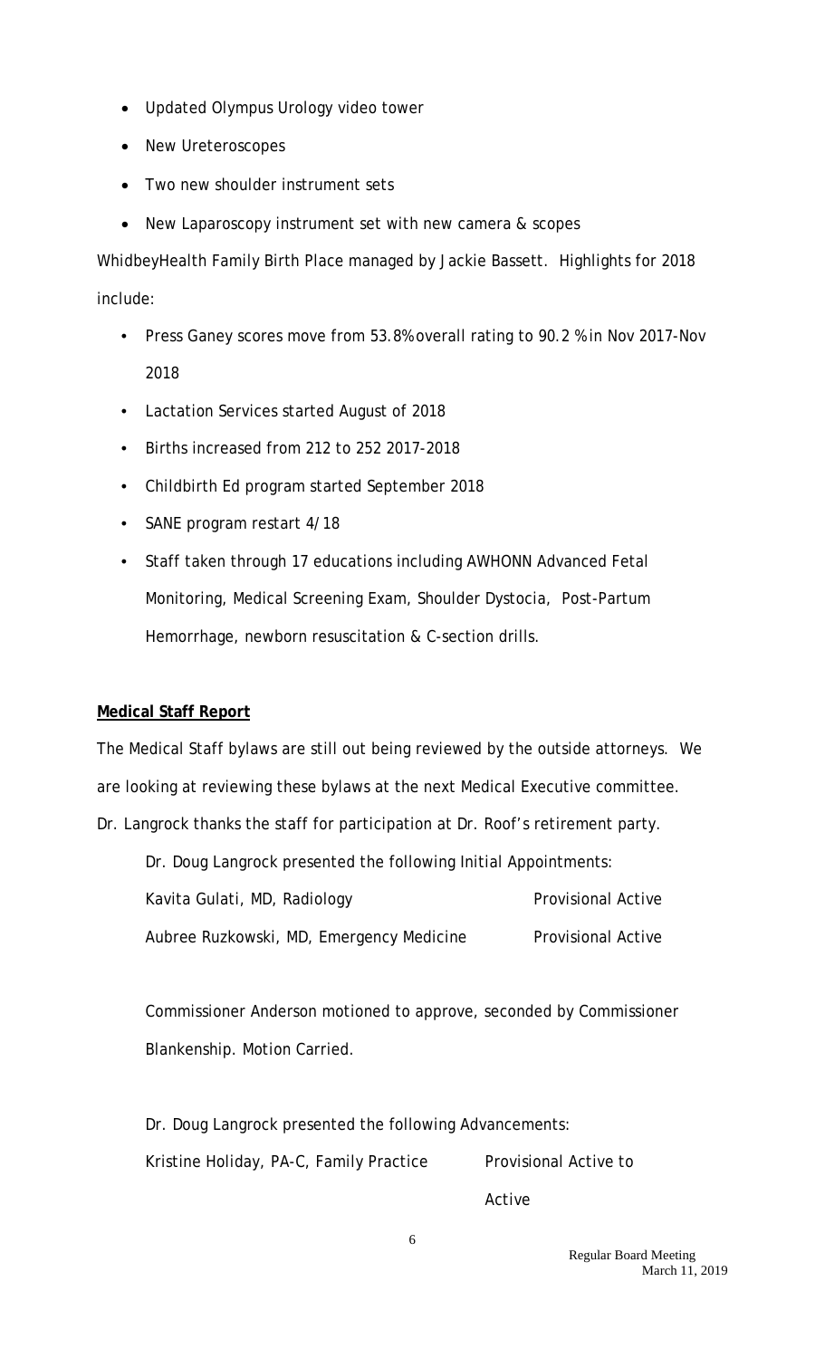- Updated Olympus Urology video tower
- New Ureteroscopes
- Two new shoulder instrument sets
- New Laparoscopy instrument set with new camera & scopes

WhidbeyHealth Family Birth Place managed by Jackie Bassett. Highlights for 2018 include:

- Press Ganey scores move from 53.8% overall rating to 90.2 % in Nov 2017-Nov 2018
- Lactation Services started August of 2018
- Births increased from 212 to 252 2017-2018
- Childbirth Ed program started September 2018
- SANE program restart 4/18
- Staff taken through 17 educations including AWHONN Advanced Fetal Monitoring, Medical Screening Exam, Shoulder Dystocia, Post-Partum Hemorrhage, newborn resuscitation & C-section drills.

**Medical Staff Report**

The Medical Staff bylaws are still out being reviewed by the outside attorneys. We are looking at reviewing these bylaws at the next Medical Executive committee. Dr. Langrock thanks the staff for participation at Dr. Roof's retirement party.

Dr. Doug Langrock presented the following Initial Appointments:

| | |
|---|---|
| Kavita Gulati, MD, Radiology | Provisional Active |
| Aubree Ruzkowski, MD, Emergency Medicine | Provisional Active |

Commissioner Anderson motioned to approve, seconded by Commissioner Blankenship. Motion Carried.

Dr. Doug Langrock presented the following Advancements:

| | |
|---|---|
| Kristine Holiday, PA-C, Family Practice | Provisional Active to Active |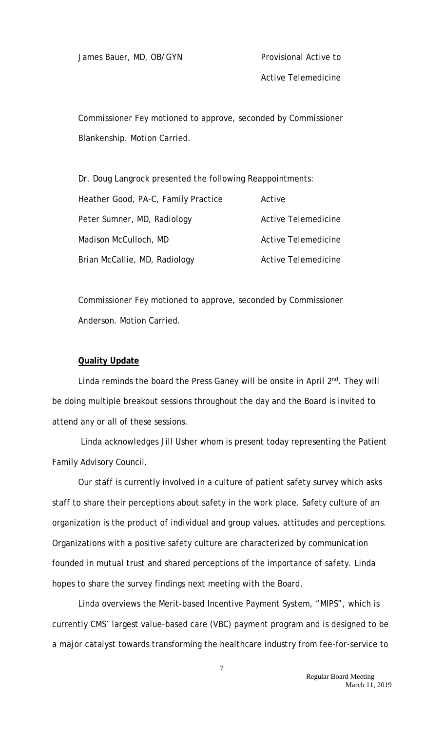| | |
|---|---|
| James Bauer, MD, OB/GYN | Provisional Active to Active Telemedicine |

Commissioner Fey motioned to approve, seconded by Commissioner Blankenship. Motion Carried.

Dr. Doug Langrock presented the following Reappointments:

| | |
|---|---|
| Heather Good, PA-C, Family Practice | Active |
| Peter Sumner, MD, Radiology | Active Telemedicine |
| Madison McCulloch, MD | Active Telemedicine |
| Brian McCallie, MD, Radiology | Active Telemedicine |

Commissioner Fey motioned to approve, seconded by Commissioner Anderson. Motion Carried.

**Quality Update**

Linda reminds the board the Press Ganey will be onsite in April 2nd. They will be doing multiple breakout sessions throughout the day and the Board is invited to attend any or all of these sessions.

Linda acknowledges Jill Usher whom is present today representing the Patient Family Advisory Council.

Our staff is currently involved in a culture of patient safety survey which asks staff to share their perceptions about safety in the work place. Safety culture of an organization is the product of individual and group values, attitudes and perceptions. Organizations with a positive safety culture are characterized by communication founded in mutual trust and shared perceptions of the importance of safety. Linda hopes to share the survey findings next meeting with the Board.

Linda overviews the Merit-based Incentive Payment System, "MIPS", which is currently CMS' largest value-based care (VBC) payment program and is designed to be a major catalyst towards transforming the healthcare industry from fee-for-service to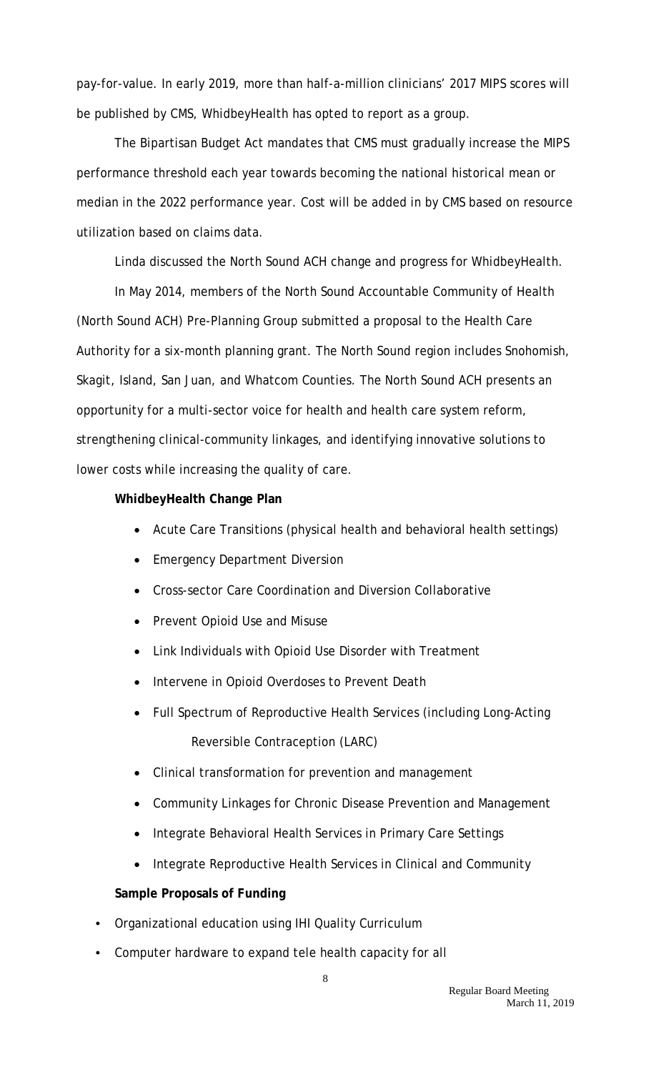pay-for-value. In early 2019, more than half-a-million clinicians' 2017 MIPS scores will be published by CMS, WhidbeyHealth has opted to report as a group.

The Bipartisan Budget Act mandates that CMS must gradually increase the MIPS performance threshold each year towards becoming the national historical mean or median in the 2022 performance year. Cost will be added in by CMS based on resource utilization based on claims data.

Linda discussed the North Sound ACH change and progress for WhidbeyHealth.

In May 2014, members of the North Sound Accountable Community of Health (North Sound ACH) Pre-Planning Group submitted a proposal to the Health Care Authority for a six-month planning grant. The North Sound region includes Snohomish, Skagit, Island, San Juan, and Whatcom Counties. The North Sound ACH presents an opportunity for a multi-sector voice for health and health care system reform, strengthening clinical-community linkages, and identifying innovative solutions to lower costs while increasing the quality of care.

**WhidbeyHealth Change Plan**

- Acute Care Transitions (physical health and behavioral health settings)
- Emergency Department Diversion
- Cross-sector Care Coordination and Diversion Collaborative
- Prevent Opioid Use and Misuse
- Link Individuals with Opioid Use Disorder with Treatment
- Intervene in Opioid Overdoses to Prevent Death
- Full Spectrum of Reproductive Health Services (including Long-Acting Reversible Contraception (LARC)
- Clinical transformation for prevention and management
- Community Linkages for Chronic Disease Prevention and Management
- Integrate Behavioral Health Services in Primary Care Settings
- Integrate Reproductive Health Services in Clinical and Community

**Sample Proposals of Funding**

- Organizational education using IHI Quality Curriculum
- Computer hardware to expand tele health capacity for all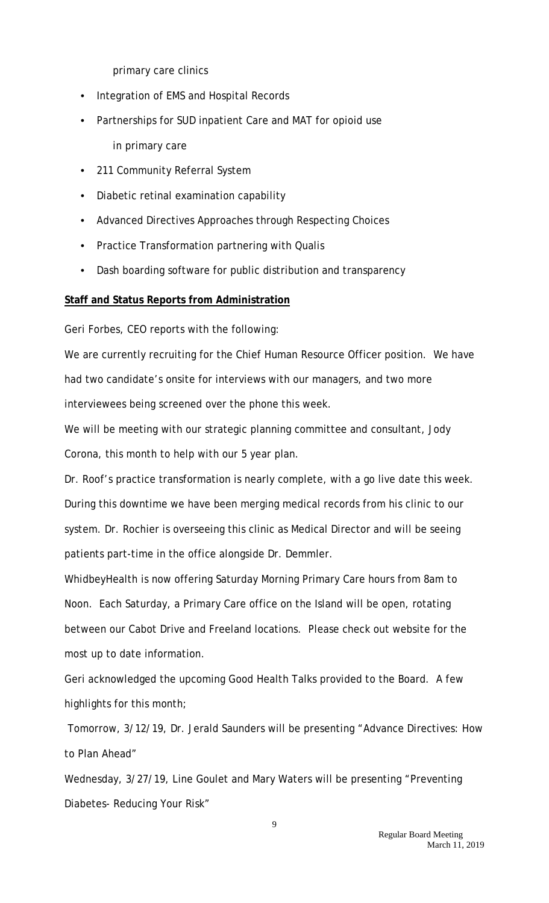primary care clinics

- Integration of EMS and Hospital Records
- Partnerships for SUD inpatient Care and MAT for opioid use

  in primary care
- 211 Community Referral System
- Diabetic retinal examination capability
- Advanced Directives Approaches through Respecting Choices
- Practice Transformation partnering with Qualis
- Dash boarding software for public distribution and transparency

**Staff and Status Reports from Administration**

Geri Forbes, CEO reports with the following:

We are currently recruiting for the Chief Human Resource Officer position. We have had two candidate's onsite for interviews with our managers, and two more interviewees being screened over the phone this week.

We will be meeting with our strategic planning committee and consultant, Jody Corona, this month to help with our 5 year plan.

Dr. Roof's practice transformation is nearly complete, with a go live date this week. During this downtime we have been merging medical records from his clinic to our system. Dr. Rochier is overseeing this clinic as Medical Director and will be seeing patients part-time in the office alongside Dr. Demmler.

WhidbeyHealth is now offering Saturday Morning Primary Care hours from 8am to Noon. Each Saturday, a Primary Care office on the Island will be open, rotating between our Cabot Drive and Freeland locations. Please check out website for the most up to date information.

Geri acknowledged the upcoming Good Health Talks provided to the Board. A few highlights for this month;

Tomorrow, 3/12/19, Dr. Jerald Saunders will be presenting "Advance Directives: How to Plan Ahead"

Wednesday, 3/27/19, Line Goulet and Mary Waters will be presenting "Preventing Diabetes- Reducing Your Risk"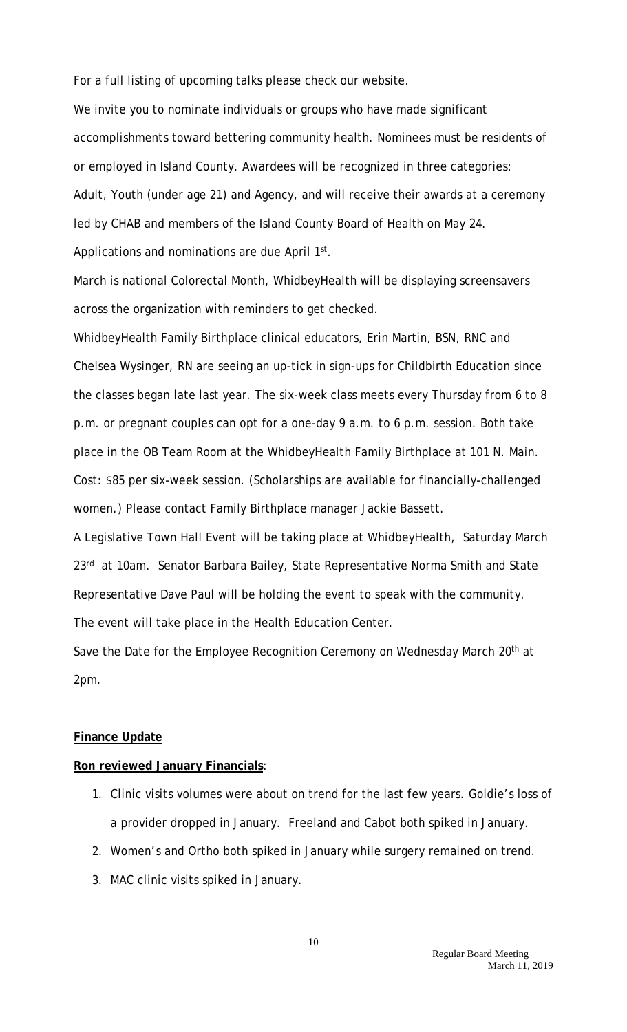For a full listing of upcoming talks please check our website.

We invite you to nominate individuals or groups who have made significant accomplishments toward bettering community health. Nominees must be residents of or employed in Island County. Awardees will be recognized in three categories: Adult, Youth (under age 21) and Agency, and will receive their awards at a ceremony led by CHAB and members of the Island County Board of Health on May 24. Applications and nominations are due April 1st.

March is national Colorectal Month, WhidbeyHealth will be displaying screensavers across the organization with reminders to get checked.

WhidbeyHealth Family Birthplace clinical educators, Erin Martin, BSN, RNC and Chelsea Wysinger, RN are seeing an up-tick in sign-ups for Childbirth Education since the classes began late last year. The six-week class meets every Thursday from 6 to 8 p.m. or pregnant couples can opt for a one-day 9 a.m. to 6 p.m. session. Both take place in the OB Team Room at the WhidbeyHealth Family Birthplace at 101 N. Main. Cost: $85 per six-week session. (Scholarships are available for financially-challenged women.) Please contact Family Birthplace manager Jackie Bassett.

A Legislative Town Hall Event will be taking place at WhidbeyHealth, Saturday March 23rd at 10am. Senator Barbara Bailey, State Representative Norma Smith and State Representative Dave Paul will be holding the event to speak with the community. The event will take place in the Health Education Center.

Save the Date for the Employee Recognition Ceremony on Wednesday March 20th at 2pm.

**Finance Update**

**Ron reviewed January Financials**:

1. Clinic visits volumes were about on trend for the last few years. Goldie's loss of a provider dropped in January. Freeland and Cabot both spiked in January.
2. Women's and Ortho both spiked in January while surgery remained on trend.
3. MAC clinic visits spiked in January.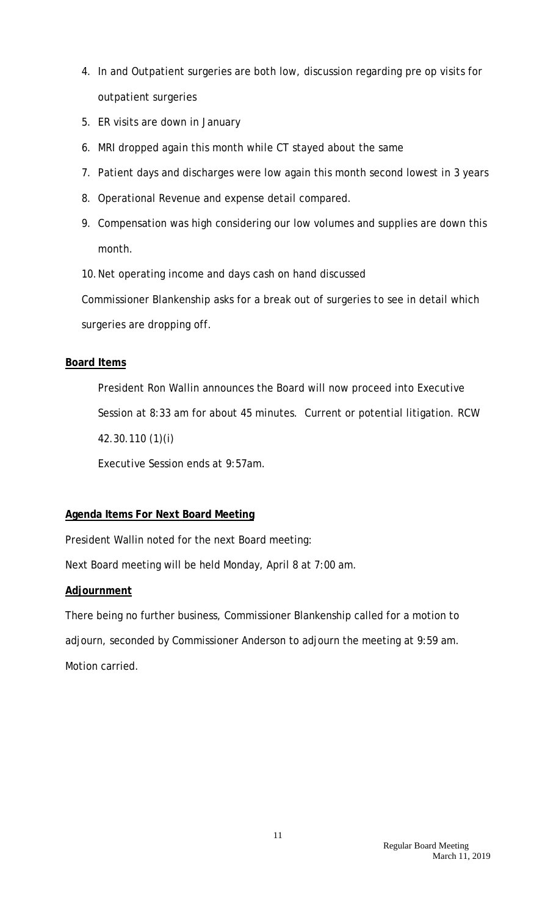4. In and Outpatient surgeries are both low, discussion regarding pre op visits for outpatient surgeries
5. ER visits are down in January
6. MRI dropped again this month while CT stayed about the same
7. Patient days and discharges were low again this month second lowest in 3 years
8. Operational Revenue and expense detail compared.
9. Compensation was high considering our low volumes and supplies are down this month.
10. Net operating income and days cash on hand discussed

Commissioner Blankenship asks for a break out of surgeries to see in detail which surgeries are dropping off.

**Board Items**

President Ron Wallin announces the Board will now proceed into Executive Session at 8:33 am for about 45 minutes. Current or potential litigation. RCW 42.30.110 (1)(i)

Executive Session ends at 9:57am.

**Agenda Items For Next Board Meeting**

President Wallin noted for the next Board meeting:

Next Board meeting will be held Monday, April 8 at 7:00 am.

**Adjournment**

There being no further business, Commissioner Blankenship called for a motion to adjourn, seconded by Commissioner Anderson to adjourn the meeting at 9:59 am. Motion carried.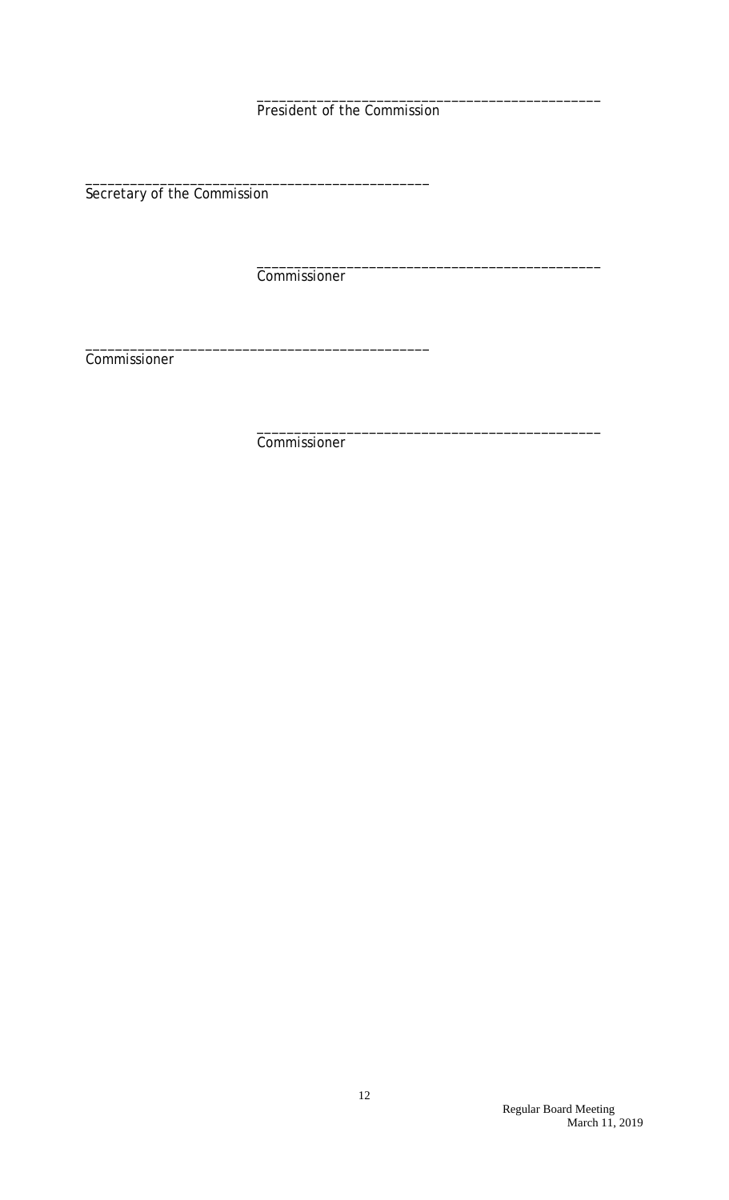_______________________________________________
President of the Commission

_______________________________________________
Secretary of the Commission

_______________________________________________
Commissioner

_______________________________________________
Commissioner

_______________________________________________
Commissioner